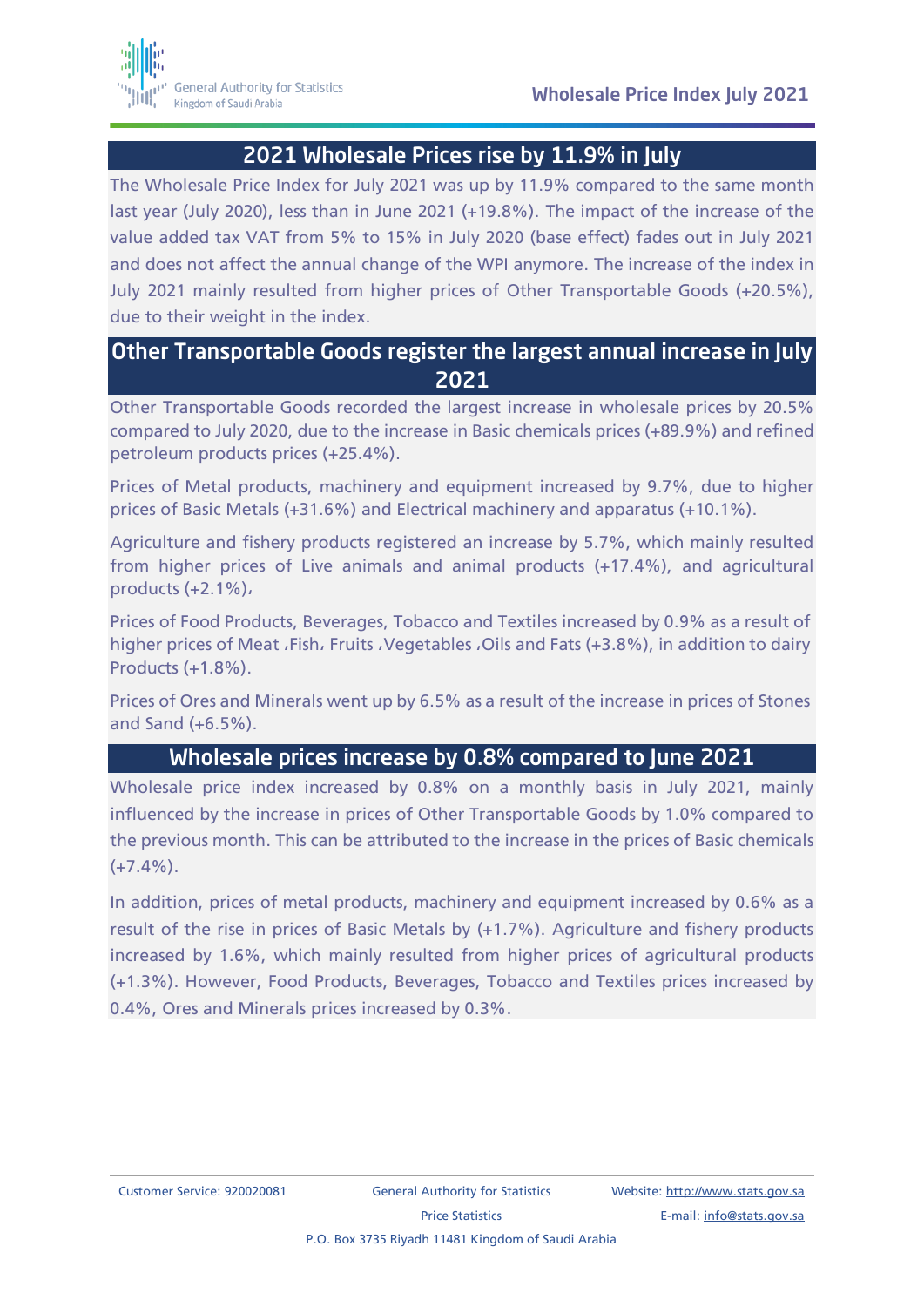## 2021 Wholesale Prices rise by 11.9% in July

The Wholesale Price Index for July 2021 was up by 11.9% compared to the same month last year (July 2020), less than in June 2021 (+19.8%). The impact of the increase of the value added tax VAT from 5% to 15% in July 2020 (base effect) fades out in July 2021 and does not affect the annual change of the WPI anymore. The increase of the index in July 2021 mainly resulted from higher prices of Other Transportable Goods (+20.5%), due to their weight in the index.

## Other Transportable Goods register the largest annual increase in July 2021

Other Transportable Goods recorded the largest increase in wholesale prices by 20.5% compared to July 2020, due to the increase in Basic chemicals prices (+89.9%) and refined petroleum products prices (+25.4%).

Prices of Metal products, machinery and equipment increased by 9.7%, due to higher prices of Basic Metals (+31.6%) and Electrical machinery and apparatus (+10.1%).

Agriculture and fishery products registered an increase by 5.7%, which mainly resulted from higher prices of Live animals and animal products (+17.4%), and agricultural products (+2.1%)،

Prices of Food Products, Beverages, Tobacco and Textiles increased by 0.9% as a result of higher prices of Meat ،Fish، Fruits ،Vegetables ،Oils and Fats (+3.8%), in addition to dairy Products (+1.8%).

Prices of Ores and Minerals went up by 6.5% as a result of the increase in prices of Stones and Sand (+6.5%).

## Wholesale prices increase by 0.8% compared to June 2021

Wholesale price index increased by 0.8% on a monthly basis in July 2021, mainly influenced by the increase in prices of Other Transportable Goods by 1.0% compared to the previous month. This can be attributed to the increase in the prices of Basic chemicals (+7.4%).

In addition, prices of metal products, machinery and equipment increased by 0.6% as a result of the rise in prices of Basic Metals by (+1.7%). Agriculture and fishery products increased by 1.6%, which mainly resulted from higher prices of agricultural products (+1.3%). However, Food Products, Beverages, Tobacco and Textiles prices increased by 0.4%, Ores and Minerals prices increased by 0.3%.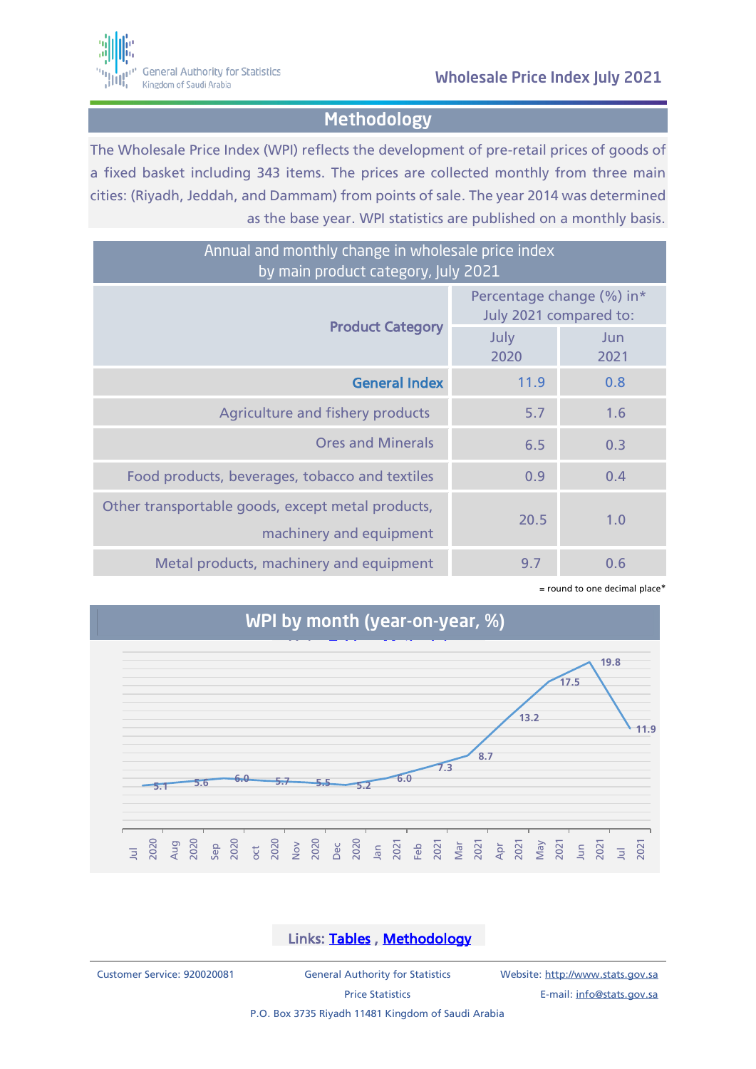## Methodology

The Wholesale Price Index (WPI) reflects the development of pre-retail prices of goods of a fixed basket including 343 items. The prices are collected monthly from three main cities: (Riyadh, Jeddah, and Dammam) from points of sale. The year 2014 was determined as the base year. WPI statistics are published on a monthly basis.

### Annual and monthly change in wholesale price index by main product category, July 2021

| Product Category | Percentage change (%) in* July 2021 compared to: | |
|---|---|---|
| | July 2020 | Jun 2021 |
| **General Index** | 11.9 | 0.8 |
| Agriculture and fishery products | 5.7 | 1.6 |
| Ores and Minerals | 6.5 | 0.3 |
| Food products, beverages, tobacco and textiles | 0.9 | 0.4 |
| Other transportable goods, except metal products, machinery and equipment | 20.5 | 1.0 |
| Metal products, machinery and equipment | 9.7 | 0.6 |

= round to one decimal place*

### WPI by month (year-on-year, %)

5.1, 5.6, 6.0, 5.7, 5.5, 5.2, 6.0, 7.3, 8.7, 13.2, 17.5, 19.8, 11.9

Jul 2020, Aug 2020, Sep 2020, oct 2020, Nov 2020, Dec 2020, Jan 2021, Feb 2021, Mar 2021, Apr 2021, May 2021, Jun 2021, Jul 2021

Links: Tables , Methodology

Customer Service: 920020081

General Authority for Statistics
Price Statistics

Website: http://www.stats.gov.sa
E-mail: info@stats.gov.sa

P.O. Box 3735 Riyadh 11481 Kingdom of Saudi Arabia